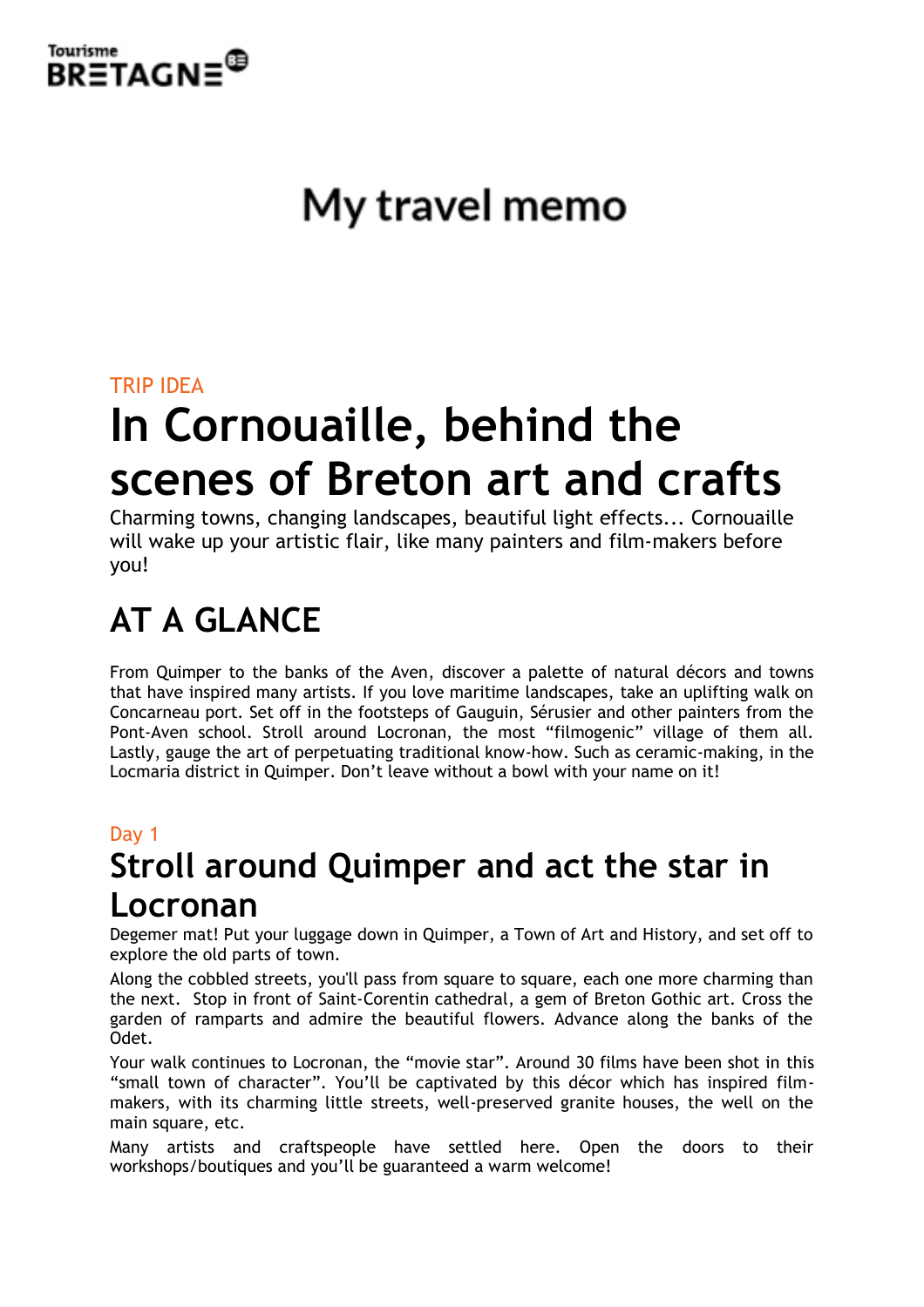Tourisme BRETAGNE

# My travel memo

TRIP IDEA

# In Cornouaille, behind the scenes of Breton art and crafts

Charming towns, changing landscapes, beautiful light effects... Cornouaille will wake up your artistic flair, like many painters and film-makers before you!

## AT A GLANCE

From Quimper to the banks of the Aven, discover a palette of natural décors and towns that have inspired many artists. If you love maritime landscapes, take an uplifting walk on Concarneau port. Set off in the footsteps of Gauguin, Sérusier and other painters from the Pont-Aven school. Stroll around Locronan, the most "filmogenic" village of them all. Lastly, gauge the art of perpetuating traditional know-how. Such as ceramic-making, in the Locmaria district in Quimper. Don't leave without a bowl with your name on it!

Day 1

## Stroll around Quimper and act the star in Locronan

Degemer mat! Put your luggage down in Quimper, a Town of Art and History, and set off to explore the old parts of town.

Along the cobbled streets, you'll pass from square to square, each one more charming than the next. Stop in front of Saint-Corentin cathedral, a gem of Breton Gothic art. Cross the garden of ramparts and admire the beautiful flowers. Advance along the banks of the Odet.

Your walk continues to Locronan, the "movie star". Around 30 films have been shot in this "small town of character". You'll be captivated by this décor which has inspired film-makers, with its charming little streets, well-preserved granite houses, the well on the main square, etc.

Many artists and craftspeople have settled here. Open the doors to their workshops/boutiques and you'll be guaranteed a warm welcome!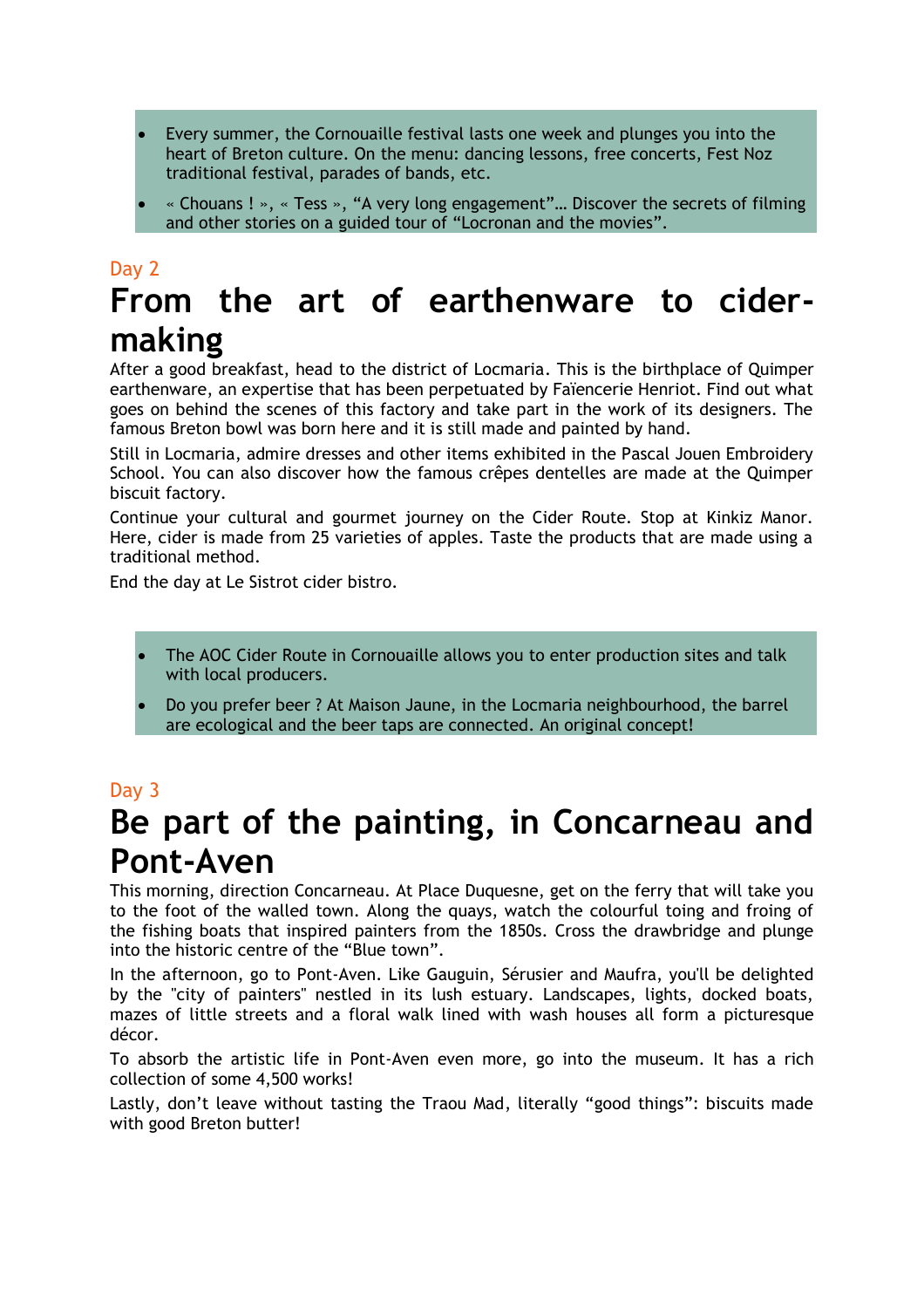- Every summer, the Cornouaille festival lasts one week and plunges you into the heart of Breton culture. On the menu: dancing lessons, free concerts, Fest Noz traditional festival, parades of bands, etc.
- « Chouans ! », « Tess », “A very long engagement”… Discover the secrets of filming and other stories on a guided tour of “Locronan and the movies”.

Day 2

# From the art of earthenware to cider-making

After a good breakfast, head to the district of Locmaria. This is the birthplace of Quimper earthenware, an expertise that has been perpetuated by Faïencerie Henriot. Find out what goes on behind the scenes of this factory and take part in the work of its designers. The famous Breton bowl was born here and it is still made and painted by hand.

Still in Locmaria, admire dresses and other items exhibited in the Pascal Jouen Embroidery School. You can also discover how the famous crêpes dentelles are made at the Quimper biscuit factory.

Continue your cultural and gourmet journey on the Cider Route. Stop at Kinkiz Manor. Here, cider is made from 25 varieties of apples. Taste the products that are made using a traditional method.

End the day at Le Sistrot cider bistro.

- The AOC Cider Route in Cornouaille allows you to enter production sites and talk with local producers.
- Do you prefer beer ? At Maison Jaune, in the Locmaria neighbourhood, the barrel are ecological and the beer taps are connected. An original concept!

Day 3

# Be part of the painting, in Concarneau and Pont-Aven

This morning, direction Concarneau. At Place Duquesne, get on the ferry that will take you to the foot of the walled town. Along the quays, watch the colourful toing and froing of the fishing boats that inspired painters from the 1850s. Cross the drawbridge and plunge into the historic centre of the “Blue town”.

In the afternoon, go to Pont-Aven. Like Gauguin, Sérusier and Maufra, you'll be delighted by the "city of painters" nestled in its lush estuary. Landscapes, lights, docked boats, mazes of little streets and a floral walk lined with wash houses all form a picturesque décor.

To absorb the artistic life in Pont-Aven even more, go into the museum. It has a rich collection of some 4,500 works!

Lastly, don’t leave without tasting the Traou Mad, literally “good things”: biscuits made with good Breton butter!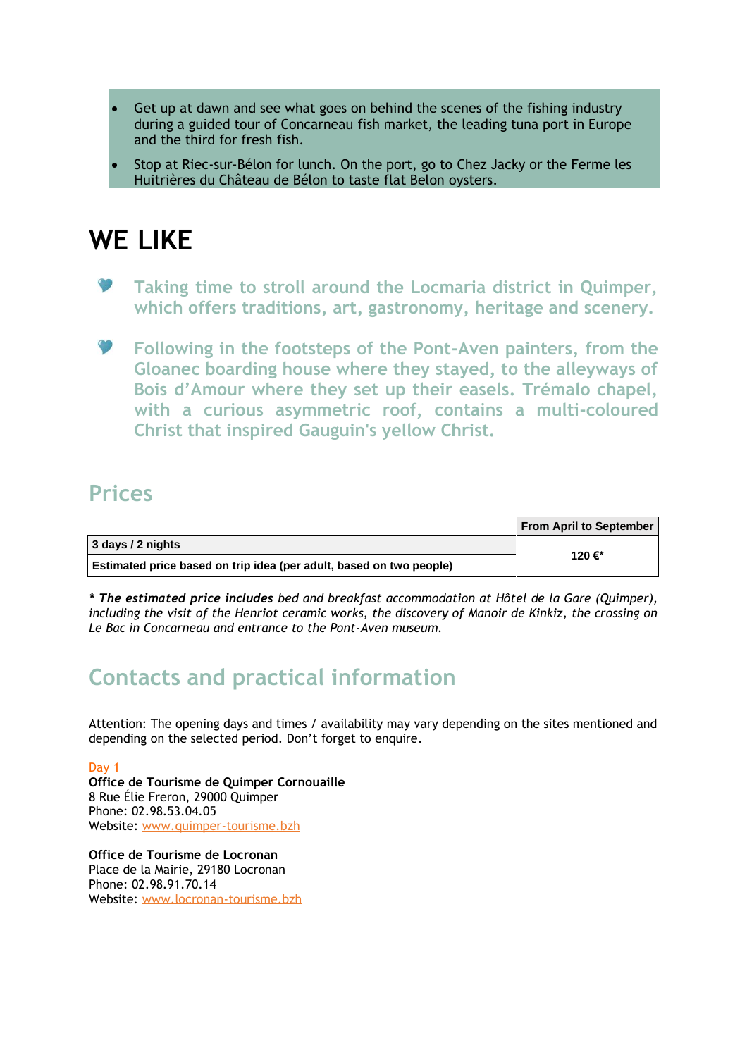- Get up at dawn and see what goes on behind the scenes of the fishing industry during a guided tour of Concarneau fish market, the leading tuna port in Europe and the third for fresh fish.
- Stop at Riec-sur-Bélon for lunch. On the port, go to Chez Jacky or the Ferme les Huitrières du Château de Bélon to taste flat Belon oysters.

# WE LIKE

- Taking time to stroll around the Locmaria district in Quimper, which offers traditions, art, gastronomy, heritage and scenery.
- Following in the footsteps of the Pont-Aven painters, from the Gloanec boarding house where they stayed, to the alleyways of Bois d'Amour where they set up their easels. Trémalo chapel, with a curious asymmetric roof, contains a multi-coloured Christ that inspired Gauguin's yellow Christ.

## Prices

| | From April to September |
|---|---|
| 3 days / 2 nights | 120 €* |
| Estimated price based on trip idea (per adult, based on two people) | |

*\* **The estimated price includes** bed and breakfast accommodation at Hôtel de la Gare (Quimper), including the visit of the Henriot ceramic works, the discovery of Manoir de Kinkiz, the crossing on Le Bac in Concarneau and entrance to the Pont-Aven museum.*

## Contacts and practical information

Attention: The opening days and times / availability may vary depending on the sites mentioned and depending on the selected period. Don't forget to enquire.

Day 1

**Office de Tourisme de Quimper Cornouaille**
8 Rue Élie Freron, 29000 Quimper
Phone: 02.98.53.04.05
Website: www.quimper-tourisme.bzh

**Office de Tourisme de Locronan**
Place de la Mairie, 29180 Locronan
Phone: 02.98.91.70.14
Website: www.locronan-tourisme.bzh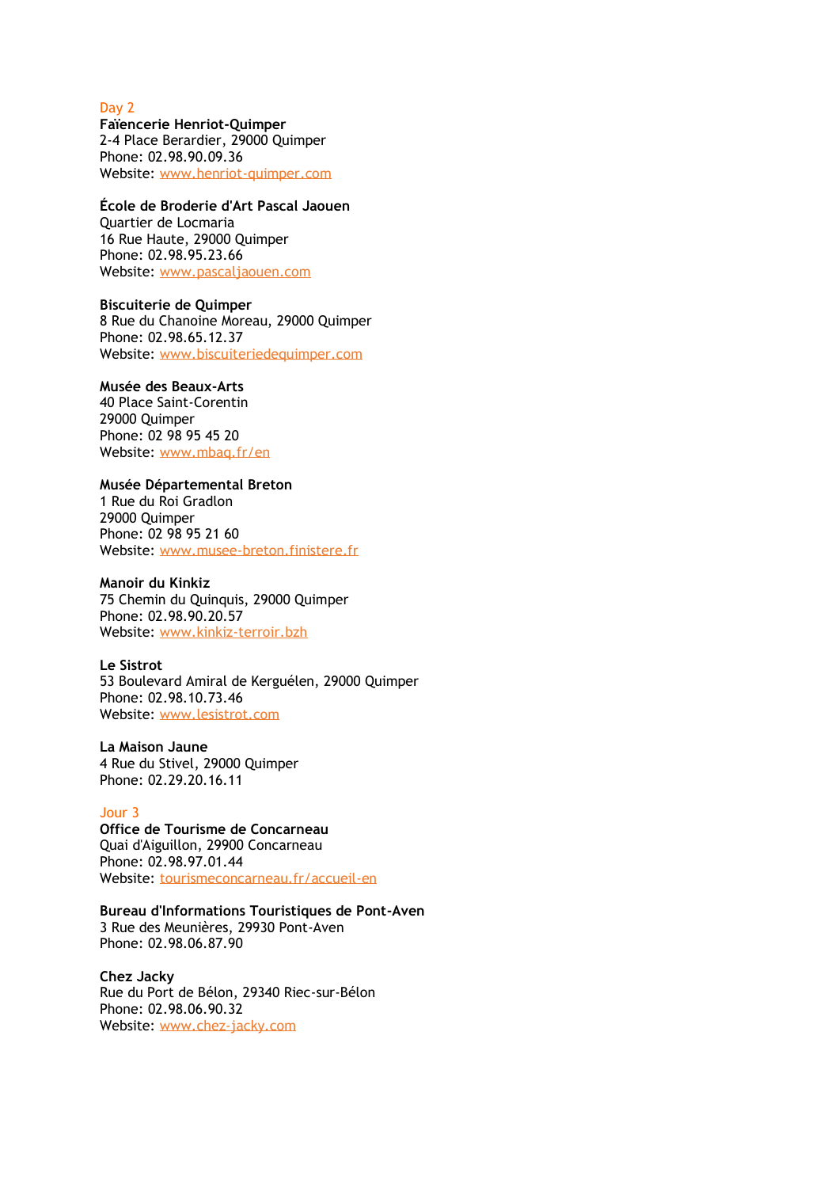## Day 2

**Faïencerie Henriot-Quimper**
2-4 Place Berardier, 29000 Quimper
Phone: 02.98.90.09.36
Website: [www.henriot-quimper.com](http://www.henriot-quimper.com)

**École de Broderie d'Art Pascal Jaouen**
Quartier de Locmaria
16 Rue Haute, 29000 Quimper
Phone: 02.98.95.23.66
Website: [www.pascaljaouen.com](http://www.pascaljaouen.com)

**Biscuiterie de Quimper**
8 Rue du Chanoine Moreau, 29000 Quimper
Phone: 02.98.65.12.37
Website: [www.biscuiteriedequimper.com](http://www.biscuiteriedequimper.com)

**Musée des Beaux-Arts**
40 Place Saint-Corentin
29000 Quimper
Phone: 02 98 95 45 20
Website: [www.mbaq.fr/en](http://www.mbaq.fr/en)

**Musée Départemental Breton**
1 Rue du Roi Gradlon
29000 Quimper
Phone: 02 98 95 21 60
Website: [www.musee-breton.finistere.fr](http://www.musee-breton.finistere.fr)

**Manoir du Kinkiz**
75 Chemin du Quinquis, 29000 Quimper
Phone: 02.98.90.20.57
Website: [www.kinkiz-terroir.bzh](http://www.kinkiz-terroir.bzh)

**Le Sistrot**
53 Boulevard Amiral de Kerguélen, 29000 Quimper
Phone: 02.98.10.73.46
Website: [www.lesistrot.com](http://www.lesistrot.com)

**La Maison Jaune**
4 Rue du Stivel, 29000 Quimper
Phone: 02.29.20.16.11

## Jour 3

**Office de Tourisme de Concarneau**
Quai d'Aiguillon, 29900 Concarneau
Phone: 02.98.97.01.44
Website: [tourismeconcarneau.fr/accueil-en](http://tourismeconcarneau.fr/accueil-en)

**Bureau d'Informations Touristiques de Pont-Aven**
3 Rue des Meunières, 29930 Pont-Aven
Phone: 02.98.06.87.90

**Chez Jacky**
Rue du Port de Bélon, 29340 Riec-sur-Bélon
Phone: 02.98.06.90.32
Website: [www.chez-jacky.com](http://www.chez-jacky.com)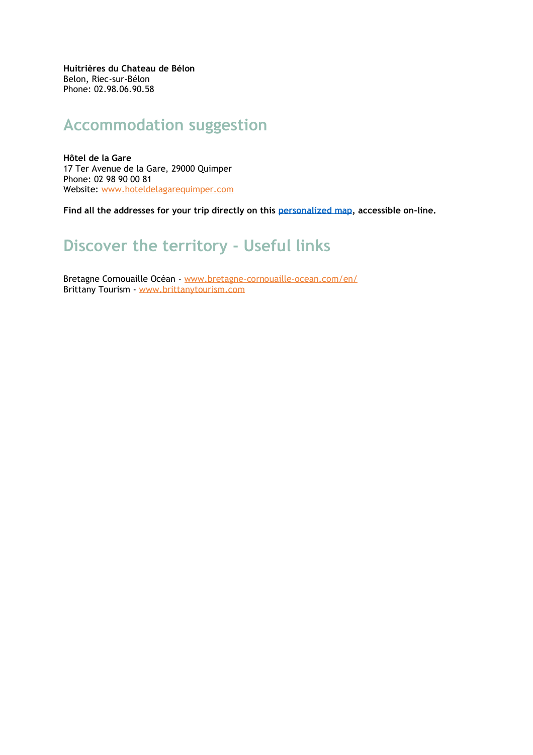**Huitrières du Chateau de Bélon**
Belon, Riec-sur-Bélon
Phone: 02.98.06.90.58

## Accommodation suggestion

**Hôtel de la Gare**
17 Ter Avenue de la Gare, 29000 Quimper
Phone: 02 98 90 00 81
Website: www.hoteldelagarequimper.com

**Find all the addresses for your trip directly on this personalized map, accessible on-line.**

## Discover the territory - Useful links

Bretagne Cornouaille Océan - www.bretagne-cornouaille-ocean.com/en/
Brittany Tourism - www.brittanytourism.com